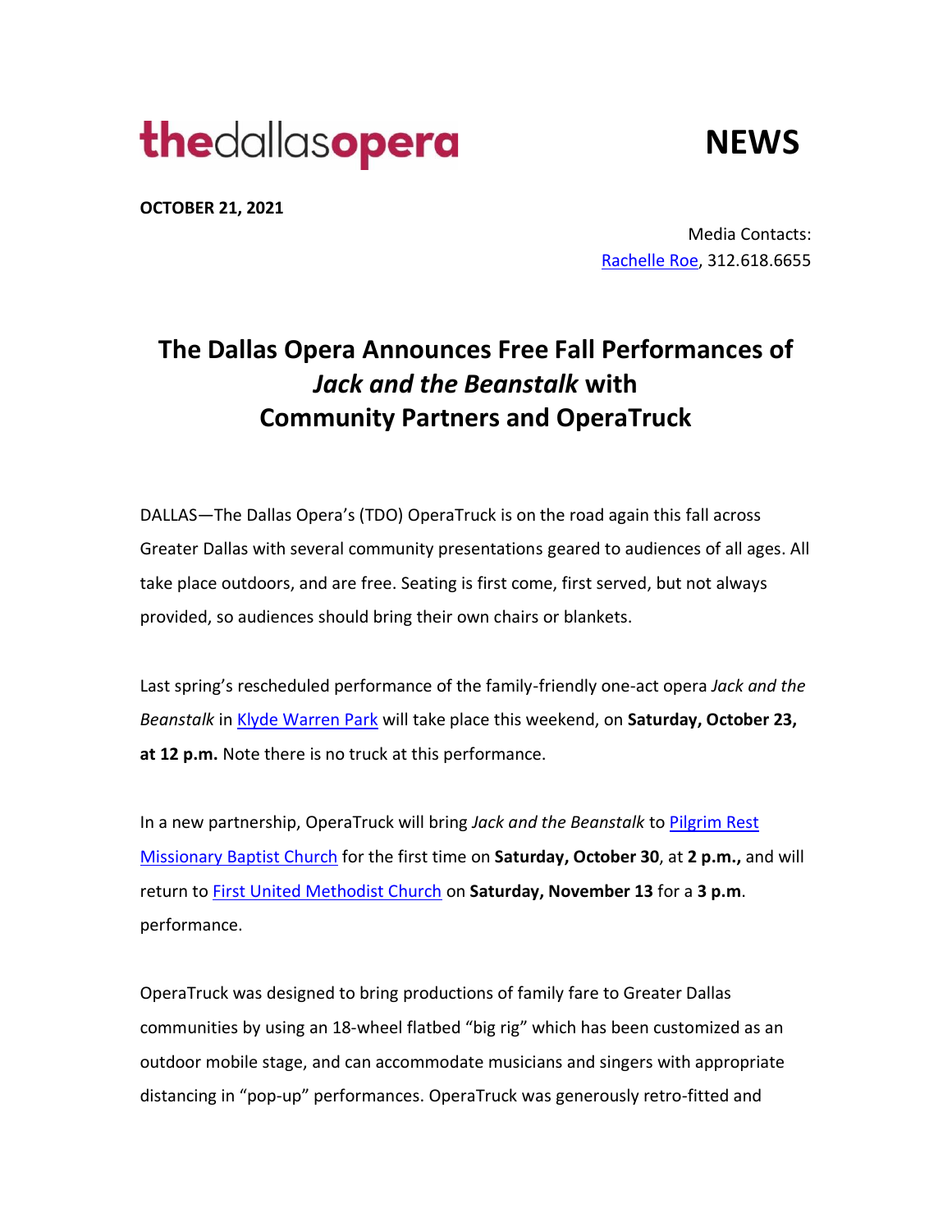**thedallasopera** **NEWS**

**OCTOBER 21, 2021**

Media Contacts:
Rachelle Roe, 312.618.6655

# The Dallas Opera Announces Free Fall Performances of *Jack and the Beanstalk* with Community Partners and OperaTruck

DALLAS—The Dallas Opera's (TDO) OperaTruck is on the road again this fall across Greater Dallas with several community presentations geared to audiences of all ages. All take place outdoors, and are free. Seating is first come, first served, but not always provided, so audiences should bring their own chairs or blankets.

Last spring's rescheduled performance of the family-friendly one-act opera *Jack and the Beanstalk* in Klyde Warren Park will take place this weekend, on **Saturday, October 23, at 12 p.m.** Note there is no truck at this performance.

In a new partnership, OperaTruck will bring *Jack and the Beanstalk* to Pilgrim Rest Missionary Baptist Church for the first time on **Saturday, October 30**, at **2 p.m.,** and will return to First United Methodist Church on **Saturday, November 13** for a **3 p.m**. performance.

OperaTruck was designed to bring productions of family fare to Greater Dallas communities by using an 18-wheel flatbed "big rig" which has been customized as an outdoor mobile stage, and can accommodate musicians and singers with appropriate distancing in "pop-up" performances. OperaTruck was generously retro-fitted and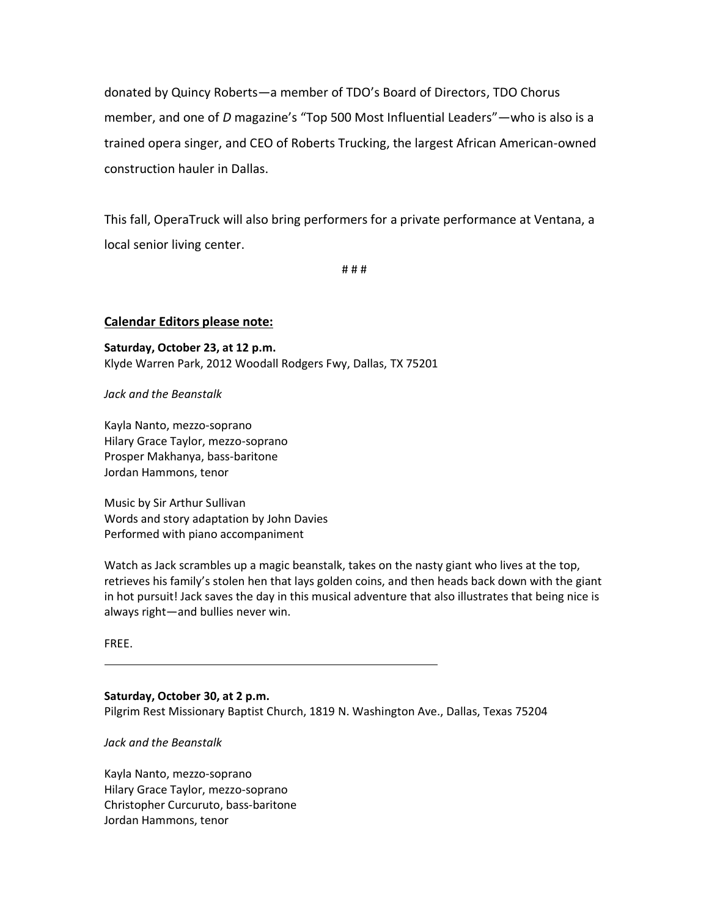donated by Quincy Roberts—a member of TDO's Board of Directors, TDO Chorus member, and one of *D* magazine's "Top 500 Most Influential Leaders"—who is also is a trained opera singer, and CEO of Roberts Trucking, the largest African American-owned construction hauler in Dallas.

This fall, OperaTruck will also bring performers for a private performance at Ventana, a local senior living center.

# # #

**Calendar Editors please note:**

**Saturday, October 23, at 12 p.m.**
Klyde Warren Park, 2012 Woodall Rodgers Fwy, Dallas, TX 75201

*Jack and the Beanstalk*

Kayla Nanto, mezzo-soprano
Hilary Grace Taylor, mezzo-soprano
Prosper Makhanya, bass-baritone
Jordan Hammons, tenor

Music by Sir Arthur Sullivan
Words and story adaptation by John Davies
Performed with piano accompaniment

Watch as Jack scrambles up a magic beanstalk, takes on the nasty giant who lives at the top, retrieves his family's stolen hen that lays golden coins, and then heads back down with the giant in hot pursuit! Jack saves the day in this musical adventure that also illustrates that being nice is always right—and bullies never win.

FREE.

---

**Saturday, October 30, at 2 p.m.**
Pilgrim Rest Missionary Baptist Church, 1819 N. Washington Ave., Dallas, Texas 75204

*Jack and the Beanstalk*

Kayla Nanto, mezzo-soprano
Hilary Grace Taylor, mezzo-soprano
Christopher Curcuruto, bass-baritone
Jordan Hammons, tenor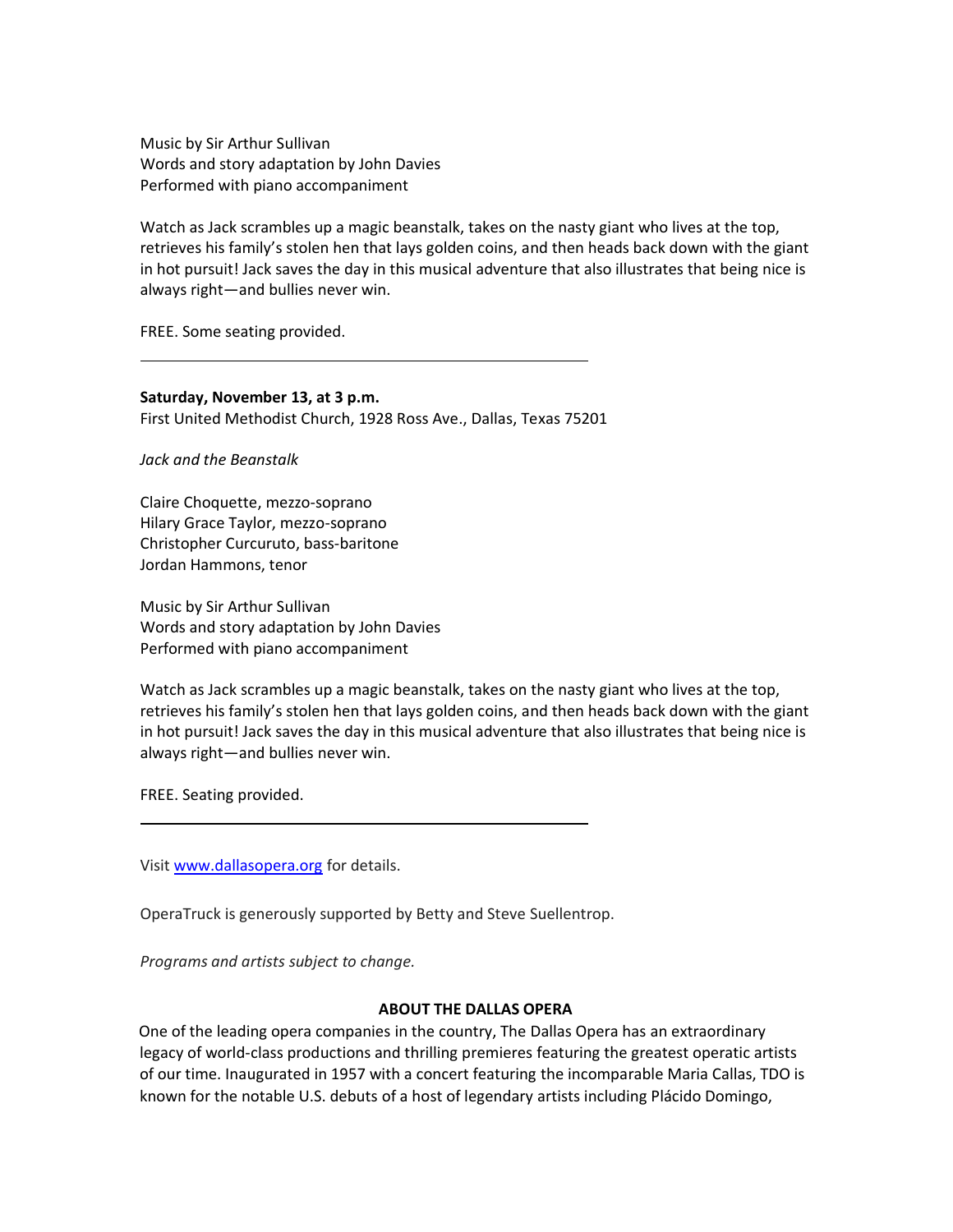Music by Sir Arthur Sullivan
Words and story adaptation by John Davies
Performed with piano accompaniment

Watch as Jack scrambles up a magic beanstalk, takes on the nasty giant who lives at the top, retrieves his family's stolen hen that lays golden coins, and then heads back down with the giant in hot pursuit! Jack saves the day in this musical adventure that also illustrates that being nice is always right—and bullies never win.

FREE. Some seating provided.

---

**Saturday, November 13, at 3 p.m.**
First United Methodist Church, 1928 Ross Ave., Dallas, Texas 75201

*Jack and the Beanstalk*

Claire Choquette, mezzo-soprano
Hilary Grace Taylor, mezzo-soprano
Christopher Curcuruto, bass-baritone
Jordan Hammons, tenor

Music by Sir Arthur Sullivan
Words and story adaptation by John Davies
Performed with piano accompaniment

Watch as Jack scrambles up a magic beanstalk, takes on the nasty giant who lives at the top, retrieves his family's stolen hen that lays golden coins, and then heads back down with the giant in hot pursuit! Jack saves the day in this musical adventure that also illustrates that being nice is always right—and bullies never win.

FREE. Seating provided.

---

Visit [www.dallasopera.org](http://www.dallasopera.org) for details.

OperaTruck is generously supported by Betty and Steve Suellentrop.

*Programs and artists subject to change.*

**ABOUT THE DALLAS OPERA**

One of the leading opera companies in the country, The Dallas Opera has an extraordinary legacy of world-class productions and thrilling premieres featuring the greatest operatic artists of our time. Inaugurated in 1957 with a concert featuring the incomparable Maria Callas, TDO is known for the notable U.S. debuts of a host of legendary artists including Plácido Domingo,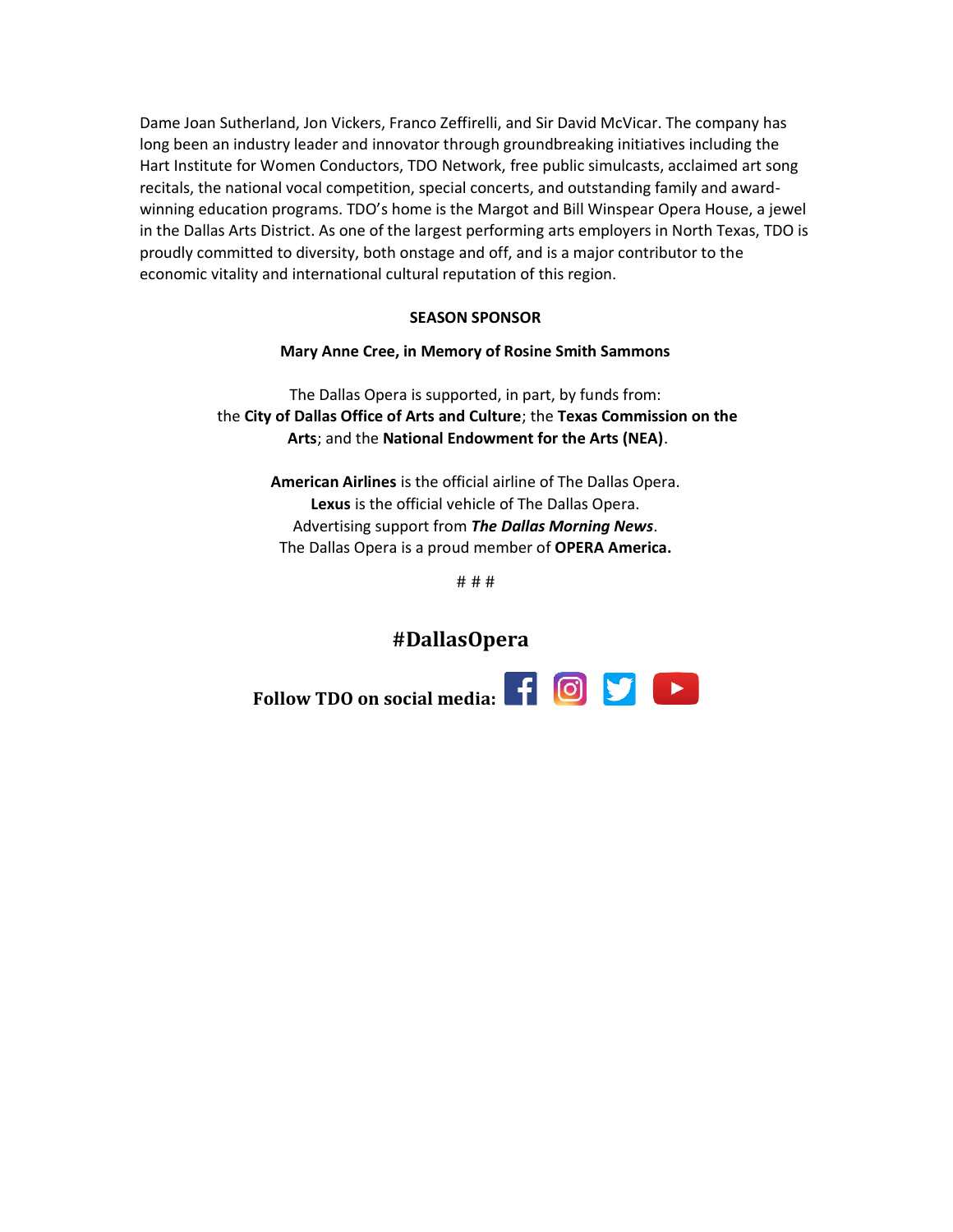Dame Joan Sutherland, Jon Vickers, Franco Zeffirelli, and Sir David McVicar. The company has long been an industry leader and innovator through groundbreaking initiatives including the Hart Institute for Women Conductors, TDO Network, free public simulcasts, acclaimed art song recitals, the national vocal competition, special concerts, and outstanding family and award-winning education programs. TDO's home is the Margot and Bill Winspear Opera House, a jewel in the Dallas Arts District. As one of the largest performing arts employers in North Texas, TDO is proudly committed to diversity, both onstage and off, and is a major contributor to the economic vitality and international cultural reputation of this region.

**SEASON SPONSOR**

**Mary Anne Cree, in Memory of Rosine Smith Sammons**

The Dallas Opera is supported, in part, by funds from:
the **City of Dallas Office of Arts and Culture**; the **Texas Commission on the Arts**; and the **National Endowment for the Arts (NEA)**.

**American Airlines** is the official airline of The Dallas Opera.
**Lexus** is the official vehicle of The Dallas Opera.
Advertising support from ***The Dallas Morning News***.
The Dallas Opera is a proud member of **OPERA America.**

# # #

**#DallasOpera**

**Follow TDO on social media:**